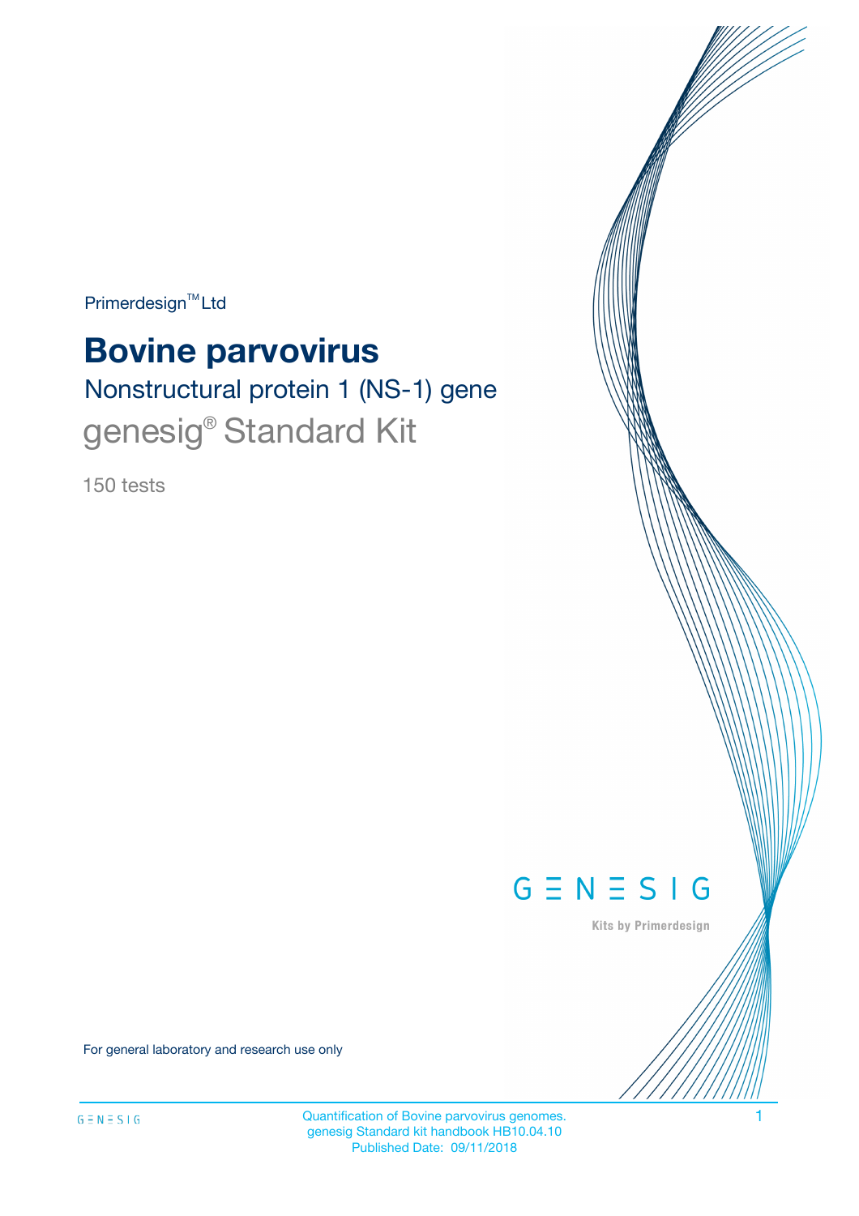Primerdesign™ Ltd

# Bovine parvovirus

## Nonstructural protein 1 (NS-1) gene

genesig® Standard Kit

150 tests

GENESIG

Kits by Primerdesign

For general laboratory and research use only

Quantification of Bovine parvovirus genomes.
genesig Standard kit handbook HB10.04.10
Published Date: 09/11/2018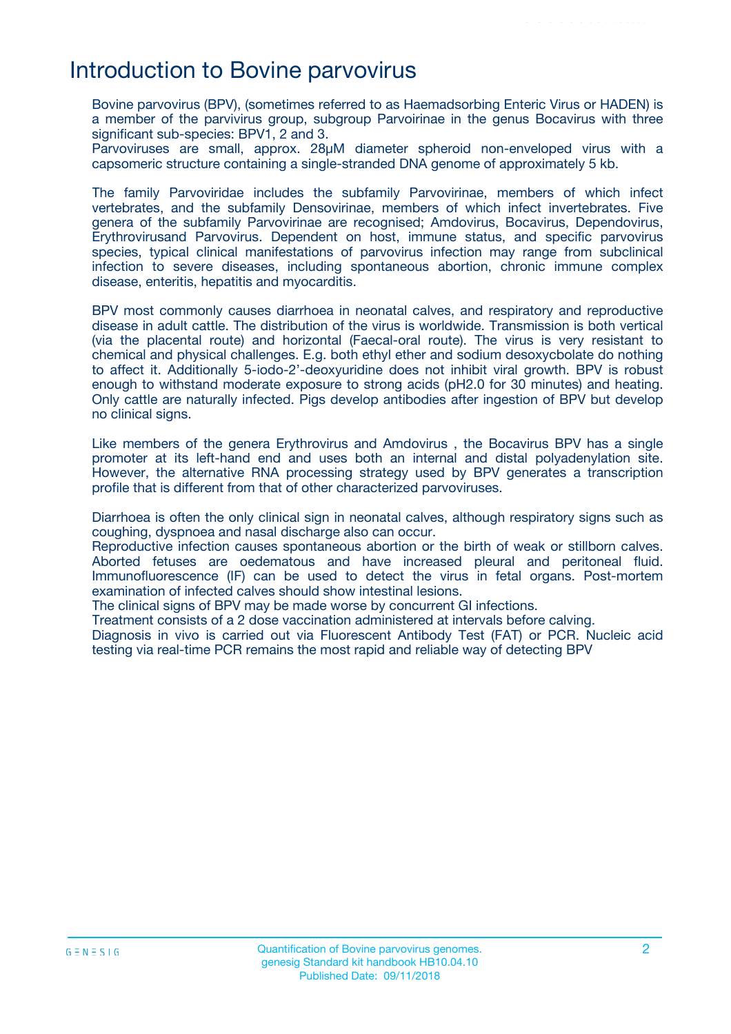# Introduction to Bovine parvovirus

Bovine parvovirus (BPV), (sometimes referred to as Haemadsorbing Enteric Virus or HADEN) is a member of the parvivirus group, subgroup Parvoirinae in the genus Bocavirus with three significant sub-species: BPV1, 2 and 3.
Parvoviruses are small, approx. 28μM diameter spheroid non-enveloped virus with a capsomeric structure containing a single-stranded DNA genome of approximately 5 kb.

The family Parvoviridae includes the subfamily Parvovirinae, members of which infect vertebrates, and the subfamily Densovirinae, members of which infect invertebrates. Five genera of the subfamily Parvovirinae are recognised; Amdovirus, Bocavirus, Dependovirus, Erythrovirusand Parvovirus. Dependent on host, immune status, and specific parvovirus species, typical clinical manifestations of parvovirus infection may range from subclinical infection to severe diseases, including spontaneous abortion, chronic immune complex disease, enteritis, hepatitis and myocarditis.

BPV most commonly causes diarrhoea in neonatal calves, and respiratory and reproductive disease in adult cattle. The distribution of the virus is worldwide. Transmission is both vertical (via the placental route) and horizontal (Faecal-oral route). The virus is very resistant to chemical and physical challenges. E.g. both ethyl ether and sodium desoxycbolate do nothing to affect it. Additionally 5-iodo-2'-deoxyuridine does not inhibit viral growth. BPV is robust enough to withstand moderate exposure to strong acids (pH2.0 for 30 minutes) and heating. Only cattle are naturally infected. Pigs develop antibodies after ingestion of BPV but develop no clinical signs.

Like members of the genera Erythrovirus and Amdovirus , the Bocavirus BPV has a single promoter at its left-hand end and uses both an internal and distal polyadenylation site. However, the alternative RNA processing strategy used by BPV generates a transcription profile that is different from that of other characterized parvoviruses.

Diarrhoea is often the only clinical sign in neonatal calves, although respiratory signs such as coughing, dyspnoea and nasal discharge also can occur.
Reproductive infection causes spontaneous abortion or the birth of weak or stillborn calves. Aborted fetuses are oedematous and have increased pleural and peritoneal fluid. Immunofluorescence (IF) can be used to detect the virus in fetal organs. Post-mortem examination of infected calves should show intestinal lesions.
The clinical signs of BPV may be made worse by concurrent GI infections.
Treatment consists of a 2 dose vaccination administered at intervals before calving.
Diagnosis in vivo is carried out via Fluorescent Antibody Test (FAT) or PCR. Nucleic acid testing via real-time PCR remains the most rapid and reliable way of detecting BPV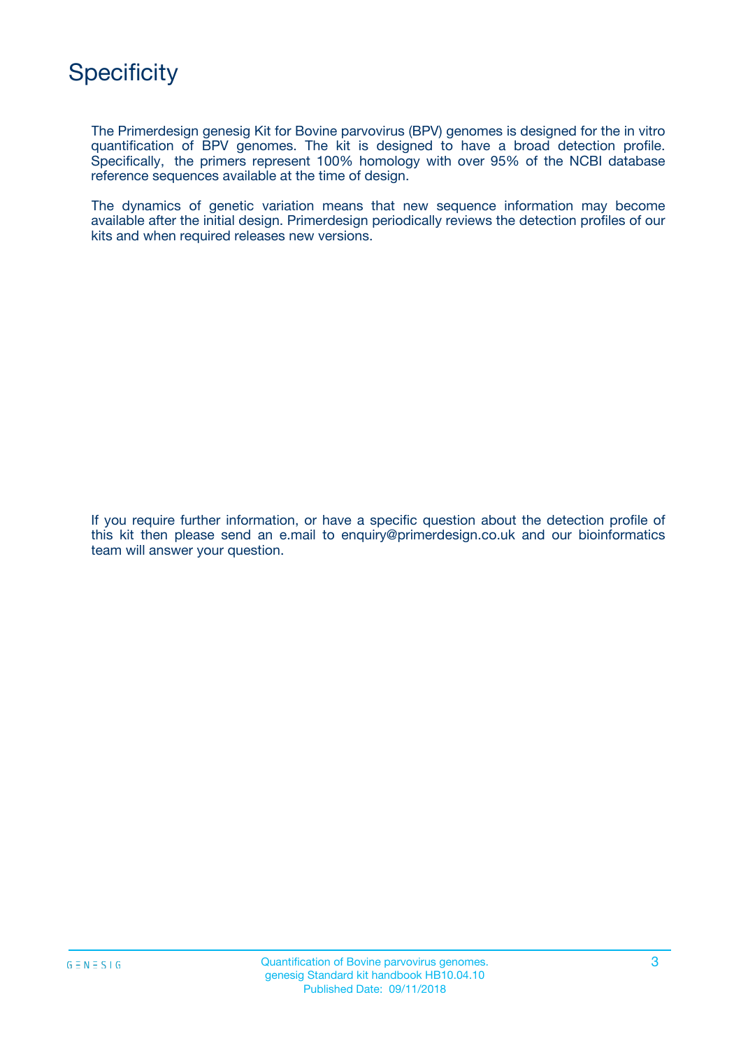# Specificity

The Primerdesign genesig Kit for Bovine parvovirus (BPV) genomes is designed for the in vitro quantification of BPV genomes. The kit is designed to have a broad detection profile. Specifically, the primers represent 100% homology with over 95% of the NCBI database reference sequences available at the time of design.

The dynamics of genetic variation means that new sequence information may become available after the initial design. Primerdesign periodically reviews the detection profiles of our kits and when required releases new versions.

If you require further information, or have a specific question about the detection profile of this kit then please send an e.mail to enquiry@primerdesign.co.uk and our bioinformatics team will answer your question.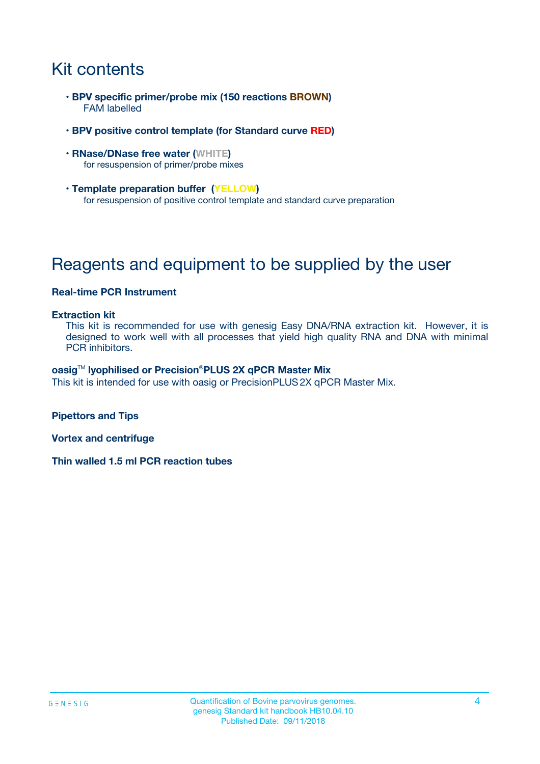# Kit contents

- **BPV specific primer/probe mix (150 reactions BROWN)**
  FAM labelled

- **BPV positive control template (for Standard curve RED)**

- **RNase/DNase free water (WHITE)**
  for resuspension of primer/probe mixes

- **Template preparation buffer (YELLOW)**
  for resuspension of positive control template and standard curve preparation

# Reagents and equipment to be supplied by the user

**Real-time PCR Instrument**

**Extraction kit**
This kit is recommended for use with genesig Easy DNA/RNA extraction kit. However, it is designed to work well with all processes that yield high quality RNA and DNA with minimal PCR inhibitors.

**oasig™ lyophilised or Precision®PLUS 2X qPCR Master Mix**
This kit is intended for use with oasig or PrecisionPLUS 2X qPCR Master Mix.

**Pipettors and Tips**

**Vortex and centrifuge**

**Thin walled 1.5 ml PCR reaction tubes**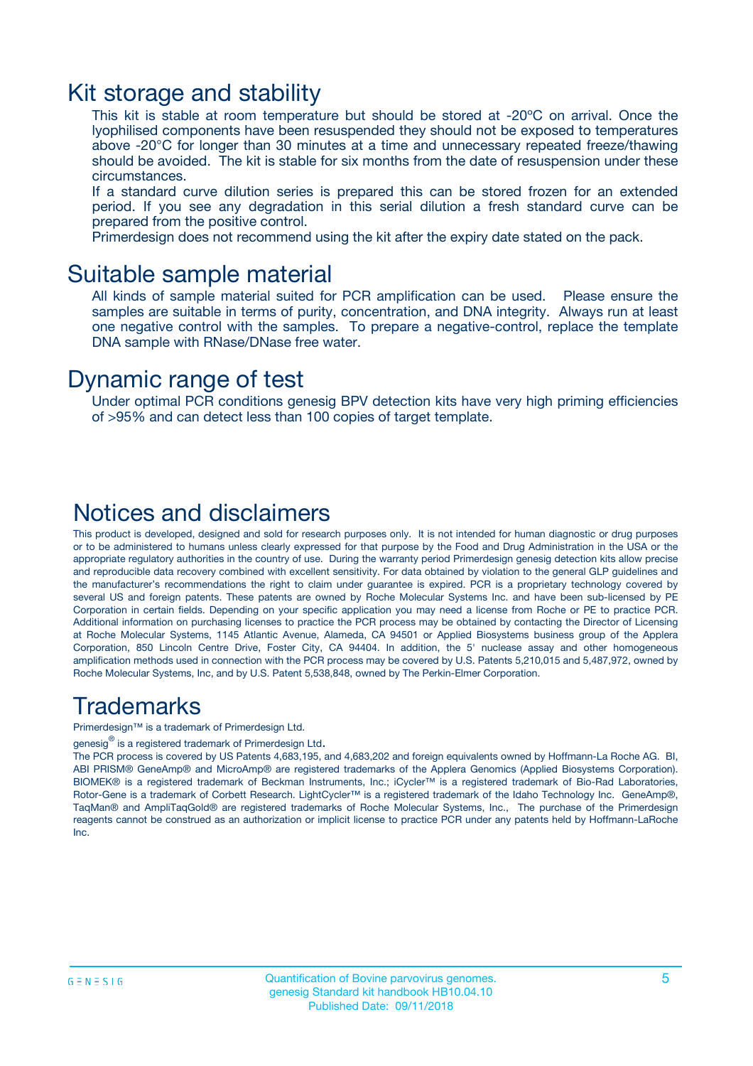# Kit storage and stability

This kit is stable at room temperature but should be stored at -20ºC on arrival. Once the lyophilised components have been resuspended they should not be exposed to temperatures above -20°C for longer than 30 minutes at a time and unnecessary repeated freeze/thawing should be avoided. The kit is stable for six months from the date of resuspension under these circumstances.

If a standard curve dilution series is prepared this can be stored frozen for an extended period. If you see any degradation in this serial dilution a fresh standard curve can be prepared from the positive control.

Primerdesign does not recommend using the kit after the expiry date stated on the pack.

# Suitable sample material

All kinds of sample material suited for PCR amplification can be used. Please ensure the samples are suitable in terms of purity, concentration, and DNA integrity. Always run at least one negative control with the samples. To prepare a negative-control, replace the template DNA sample with RNase/DNase free water.

# Dynamic range of test

Under optimal PCR conditions genesig BPV detection kits have very high priming efficiencies of >95% and can detect less than 100 copies of target template.

# Notices and disclaimers

This product is developed, designed and sold for research purposes only. It is not intended for human diagnostic or drug purposes or to be administered to humans unless clearly expressed for that purpose by the Food and Drug Administration in the USA or the appropriate regulatory authorities in the country of use. During the warranty period Primerdesign genesig detection kits allow precise and reproducible data recovery combined with excellent sensitivity. For data obtained by violation to the general GLP guidelines and the manufacturer's recommendations the right to claim under guarantee is expired. PCR is a proprietary technology covered by several US and foreign patents. These patents are owned by Roche Molecular Systems Inc. and have been sub-licensed by PE Corporation in certain fields. Depending on your specific application you may need a license from Roche or PE to practice PCR. Additional information on purchasing licenses to practice the PCR process may be obtained by contacting the Director of Licensing at Roche Molecular Systems, 1145 Atlantic Avenue, Alameda, CA 94501 or Applied Biosystems business group of the Applera Corporation, 850 Lincoln Centre Drive, Foster City, CA 94404. In addition, the 5' nuclease assay and other homogeneous amplification methods used in connection with the PCR process may be covered by U.S. Patents 5,210,015 and 5,487,972, owned by Roche Molecular Systems, Inc, and by U.S. Patent 5,538,848, owned by The Perkin-Elmer Corporation.

# Trademarks

Primerdesign™ is a trademark of Primerdesign Ltd.

genesig® is a registered trademark of Primerdesign Ltd.

The PCR process is covered by US Patents 4,683,195, and 4,683,202 and foreign equivalents owned by Hoffmann-La Roche AG. BI, ABI PRISM® GeneAmp® and MicroAmp® are registered trademarks of the Applera Genomics (Applied Biosystems Corporation). BIOMEK® is a registered trademark of Beckman Instruments, Inc.; iCycler™ is a registered trademark of Bio-Rad Laboratories, Rotor-Gene is a trademark of Corbett Research. LightCycler™ is a registered trademark of the Idaho Technology Inc. GeneAmp®, TaqMan® and AmpliTaqGold® are registered trademarks of Roche Molecular Systems, Inc., The purchase of the Primerdesign reagents cannot be construed as an authorization or implicit license to practice PCR under any patents held by Hoffmann-LaRoche Inc.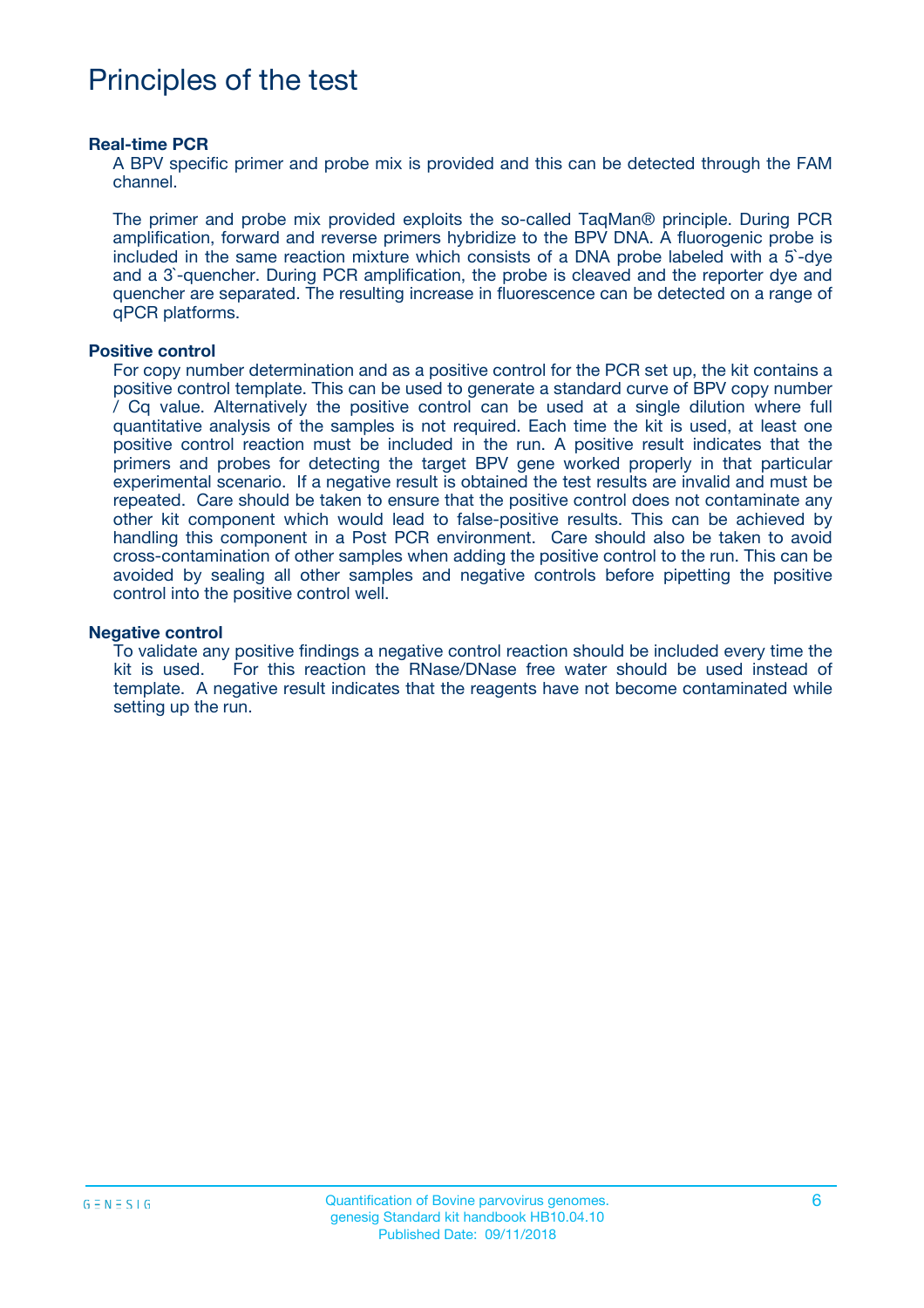# Principles of the test

**Real-time PCR**

A BPV specific primer and probe mix is provided and this can be detected through the FAM channel.

The primer and probe mix provided exploits the so-called TaqMan® principle. During PCR amplification, forward and reverse primers hybridize to the BPV DNA. A fluorogenic probe is included in the same reaction mixture which consists of a DNA probe labeled with a 5`-dye and a 3`-quencher. During PCR amplification, the probe is cleaved and the reporter dye and quencher are separated. The resulting increase in fluorescence can be detected on a range of qPCR platforms.

**Positive control**

For copy number determination and as a positive control for the PCR set up, the kit contains a positive control template. This can be used to generate a standard curve of BPV copy number / Cq value. Alternatively the positive control can be used at a single dilution where full quantitative analysis of the samples is not required. Each time the kit is used, at least one positive control reaction must be included in the run. A positive result indicates that the primers and probes for detecting the target BPV gene worked properly in that particular experimental scenario. If a negative result is obtained the test results are invalid and must be repeated. Care should be taken to ensure that the positive control does not contaminate any other kit component which would lead to false-positive results. This can be achieved by handling this component in a Post PCR environment. Care should also be taken to avoid cross-contamination of other samples when adding the positive control to the run. This can be avoided by sealing all other samples and negative controls before pipetting the positive control into the positive control well.

**Negative control**

To validate any positive findings a negative control reaction should be included every time the kit is used. For this reaction the RNase/DNase free water should be used instead of template. A negative result indicates that the reagents have not become contaminated while setting up the run.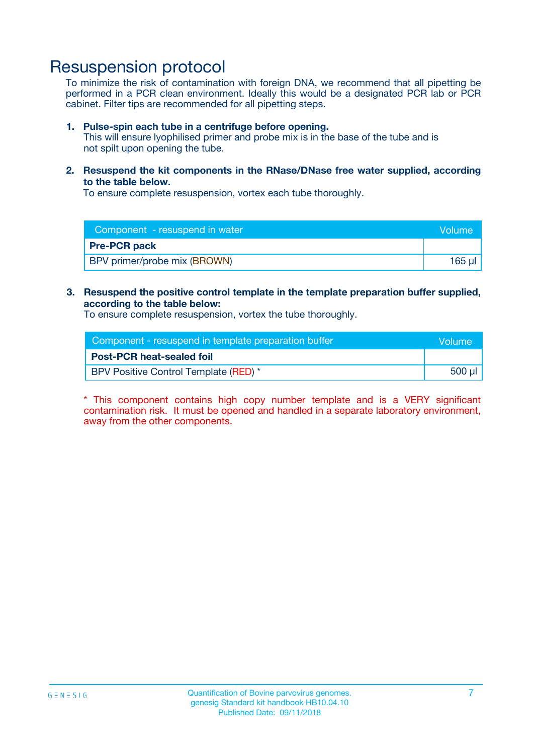# Resuspension protocol

To minimize the risk of contamination with foreign DNA, we recommend that all pipetting be performed in a PCR clean environment. Ideally this would be a designated PCR lab or PCR cabinet. Filter tips are recommended for all pipetting steps.

1. **Pulse-spin each tube in a centrifuge before opening.**
   This will ensure lyophilised primer and probe mix is in the base of the tube and is not spilt upon opening the tube.

2. **Resuspend the kit components in the RNase/DNase free water supplied, according to the table below.**
   To ensure complete resuspension, vortex each tube thoroughly.

| Component - resuspend in water | Volume |
|---|---|
| **Pre-PCR pack** | |
| BPV primer/probe mix (BROWN) | 165 µl |

3. **Resuspend the positive control template in the template preparation buffer supplied, according to the table below:**
   To ensure complete resuspension, vortex the tube thoroughly.

| Component - resuspend in template preparation buffer | Volume |
|---|---|
| **Post-PCR heat-sealed foil** | |
| BPV Positive Control Template (RED) * | 500 µl |

* This component contains high copy number template and is a VERY significant contamination risk. It must be opened and handled in a separate laboratory environment, away from the other components.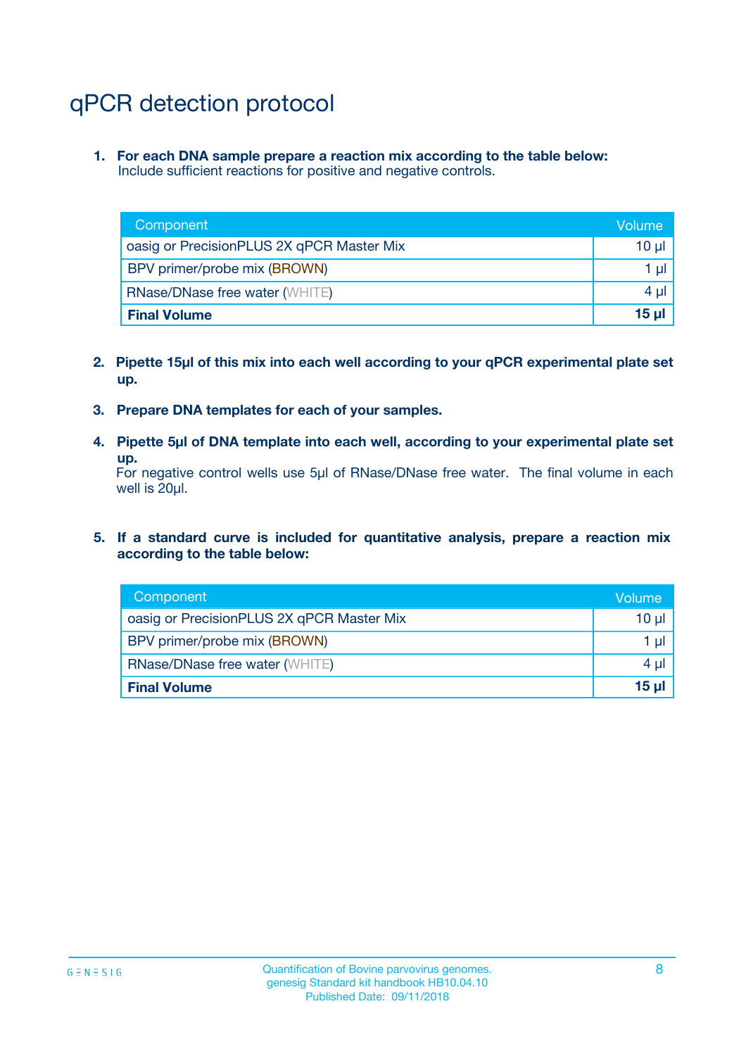# qPCR detection protocol

1. **For each DNA sample prepare a reaction mix according to the table below:**
   Include sufficient reactions for positive and negative controls.

| Component | Volume |
|---|---|
| oasig or PrecisionPLUS 2X qPCR Master Mix | 10 µl |
| BPV primer/probe mix (BROWN) | 1 µl |
| RNase/DNase free water (WHITE) | 4 µl |
| **Final Volume** | **15 µl** |

2. **Pipette 15µl of this mix into each well according to your qPCR experimental plate set up.**

3. **Prepare DNA templates for each of your samples.**

4. **Pipette 5µl of DNA template into each well, according to your experimental plate set up.**
   For negative control wells use 5µl of RNase/DNase free water. The final volume in each well is 20µl.

5. **If a standard curve is included for quantitative analysis, prepare a reaction mix according to the table below:**

| Component | Volume |
|---|---|
| oasig or PrecisionPLUS 2X qPCR Master Mix | 10 µl |
| BPV primer/probe mix (BROWN) | 1 µl |
| RNase/DNase free water (WHITE) | 4 µl |
| **Final Volume** | **15 µl** |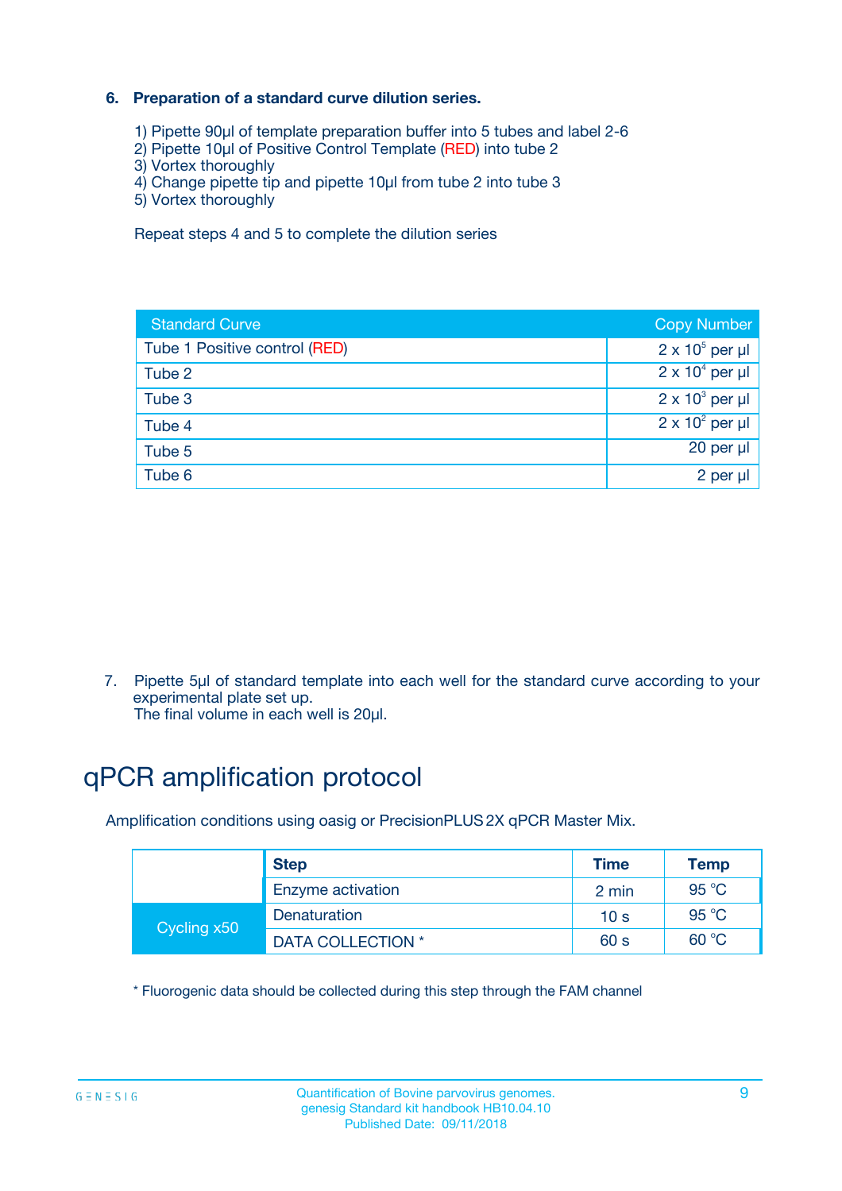### 6. Preparation of a standard curve dilution series.

1) Pipette 90µl of template preparation buffer into 5 tubes and label 2-6
2) Pipette 10µl of Positive Control Template (RED) into tube 2
3) Vortex thoroughly
4) Change pipette tip and pipette 10µl from tube 2 into tube 3
5) Vortex thoroughly

Repeat steps 4 and 5 to complete the dilution series

| Standard Curve | Copy Number |
| --- | --- |
| Tube 1 Positive control (RED) | $2 \times 10^5$ per µl |
| Tube 2 | $2 \times 10^4$ per µl |
| Tube 3 | $2 \times 10^3$ per µl |
| Tube 4 | $2 \times 10^2$ per µl |
| Tube 5 | 20 per µl |
| Tube 6 | 2 per µl |

7. Pipette 5µl of standard template into each well for the standard curve according to your experimental plate set up.
   The final volume in each well is 20µl.

# qPCR amplification protocol

Amplification conditions using oasig or PrecisionPLUS 2X qPCR Master Mix.

| | Step | Time | Temp |
| --- | --- | --- | --- |
| | Enzyme activation | 2 min | 95 °C |
| Cycling x50 | Denaturation | 10 s | 95 °C |
| | DATA COLLECTION * | 60 s | 60 °C |

* Fluorogenic data should be collected during this step through the FAM channel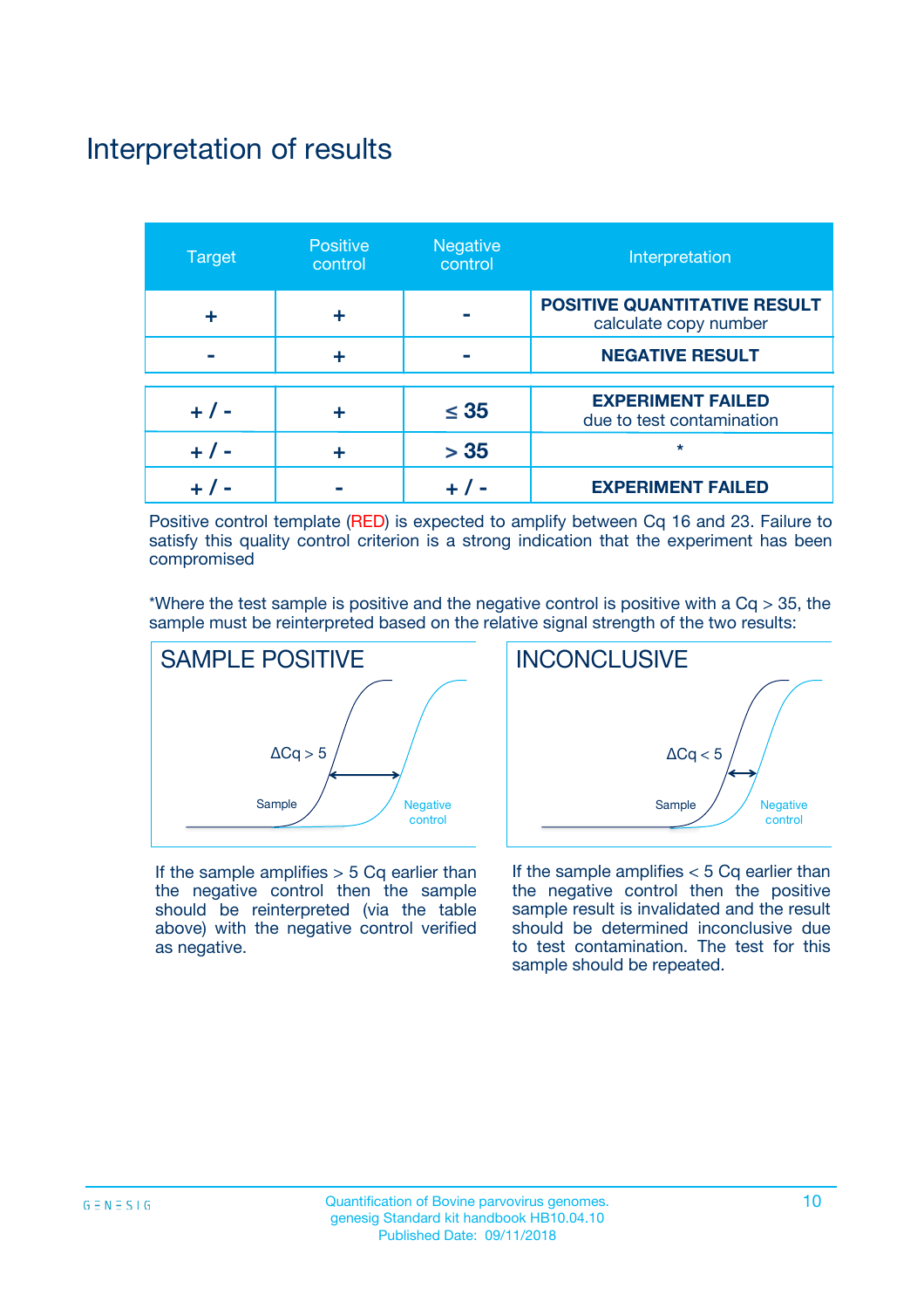# Interpretation of results

| Target | Positive control | Negative control | Interpretation |
|---|---|---|---|
| + | + | - | **POSITIVE QUANTITATIVE RESULT** calculate copy number |
| - | + | - | **NEGATIVE RESULT** |
| + / - | + | ≤ 35 | **EXPERIMENT FAILED** due to test contamination |
| + / - | + | > 35 | * |
| + / - | - | + / - | **EXPERIMENT FAILED** |

Positive control template (RED) is expected to amplify between Cq 16 and 23. Failure to satisfy this quality control criterion is a strong indication that the experiment has been compromised

*Where the test sample is positive and the negative control is positive with a Cq > 35, the sample must be reinterpreted based on the relative signal strength of the two results:

## SAMPLE POSITIVE

ΔCq > 5

Sample

Negative control

If the sample amplifies > 5 Cq earlier than the negative control then the sample should be reinterpreted (via the table above) with the negative control verified as negative.

## INCONCLUSIVE

ΔCq < 5

Sample

Negative control

If the sample amplifies < 5 Cq earlier than the negative control then the positive sample result is invalidated and the result should be determined inconclusive due to test contamination. The test for this sample should be repeated.